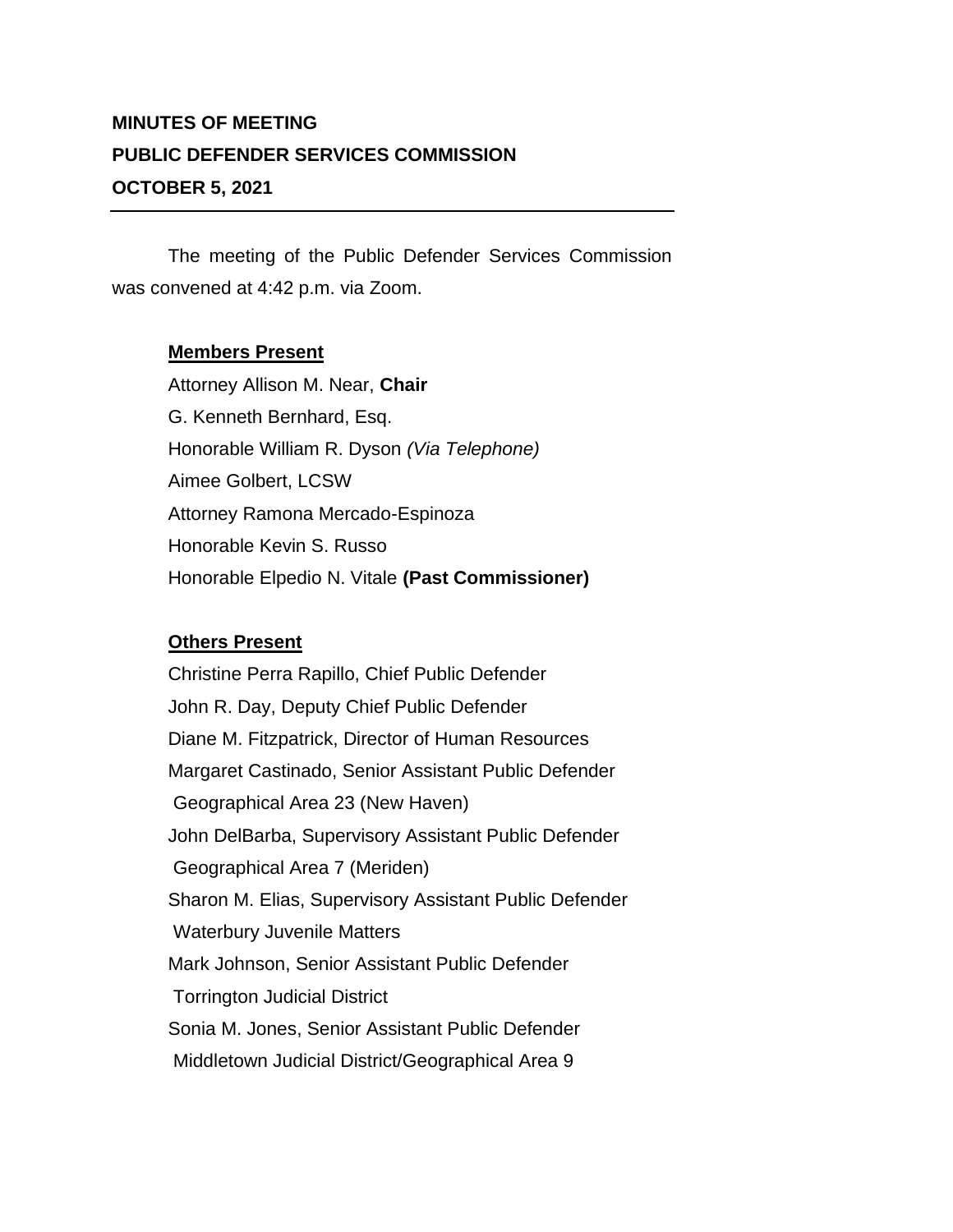**MINUTES OF MEETING**

**PUBLIC DEFENDER SERVICES COMMISSION**

**OCTOBER 5, 2021**

---

The meeting of the Public Defender Services Commission was convened at 4:42 p.m. via Zoom.

**Members Present**

Attorney Allison M. Near, **Chair**
G. Kenneth Bernhard, Esq.
Honorable William R. Dyson *(Via Telephone)*
Aimee Golbert, LCSW
Attorney Ramona Mercado-Espinoza
Honorable Kevin S. Russo
Honorable Elpedio N. Vitale **(Past Commissioner)**

**Others Present**

Christine Perra Rapillo, Chief Public Defender
John R. Day, Deputy Chief Public Defender
Diane M. Fitzpatrick, Director of Human Resources
Margaret Castinado, Senior Assistant Public Defender
Geographical Area 23 (New Haven)
John DelBarba, Supervisory Assistant Public Defender
Geographical Area 7 (Meriden)
Sharon M. Elias, Supervisory Assistant Public Defender
Waterbury Juvenile Matters
Mark Johnson, Senior Assistant Public Defender
Torrington Judicial District
Sonia M. Jones, Senior Assistant Public Defender
Middletown Judicial District/Geographical Area 9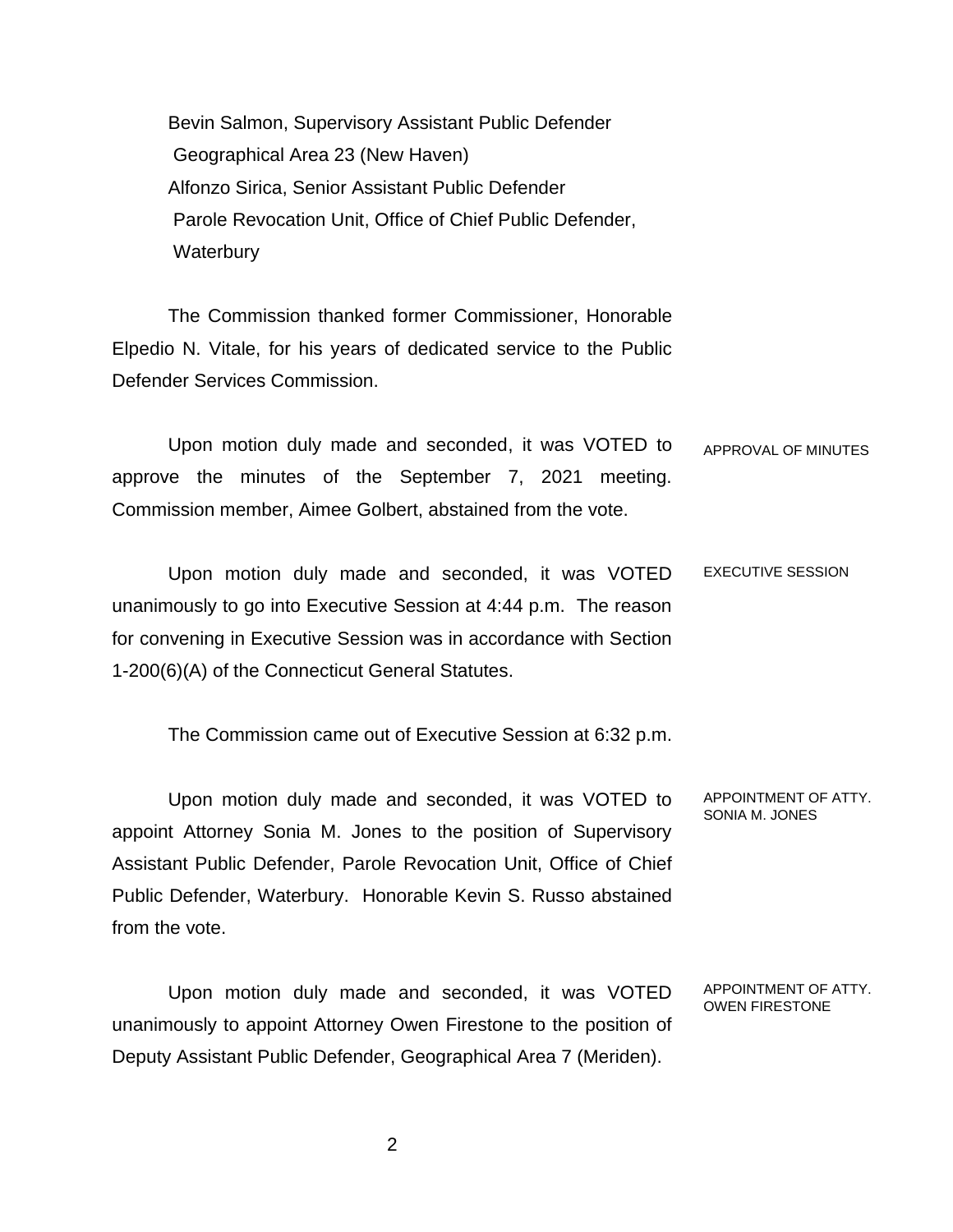Bevin Salmon, Supervisory Assistant Public Defender
Geographical Area 23 (New Haven)
Alfonzo Sirica, Senior Assistant Public Defender
Parole Revocation Unit, Office of Chief Public Defender, Waterbury

The Commission thanked former Commissioner, Honorable Elpedio N. Vitale, for his years of dedicated service to the Public Defender Services Commission.

APPROVAL OF MINUTES

Upon motion duly made and seconded, it was VOTED to approve the minutes of the September 7, 2021 meeting. Commission member, Aimee Golbert, abstained from the vote.

EXECUTIVE SESSION

Upon motion duly made and seconded, it was VOTED unanimously to go into Executive Session at 4:44 p.m. The reason for convening in Executive Session was in accordance with Section 1-200(6)(A) of the Connecticut General Statutes.

The Commission came out of Executive Session at 6:32 p.m.

APPOINTMENT OF ATTY. SONIA M. JONES

Upon motion duly made and seconded, it was VOTED to appoint Attorney Sonia M. Jones to the position of Supervisory Assistant Public Defender, Parole Revocation Unit, Office of Chief Public Defender, Waterbury. Honorable Kevin S. Russo abstained from the vote.

APPOINTMENT OF ATTY. OWEN FIRESTONE

Upon motion duly made and seconded, it was VOTED unanimously to appoint Attorney Owen Firestone to the position of Deputy Assistant Public Defender, Geographical Area 7 (Meriden).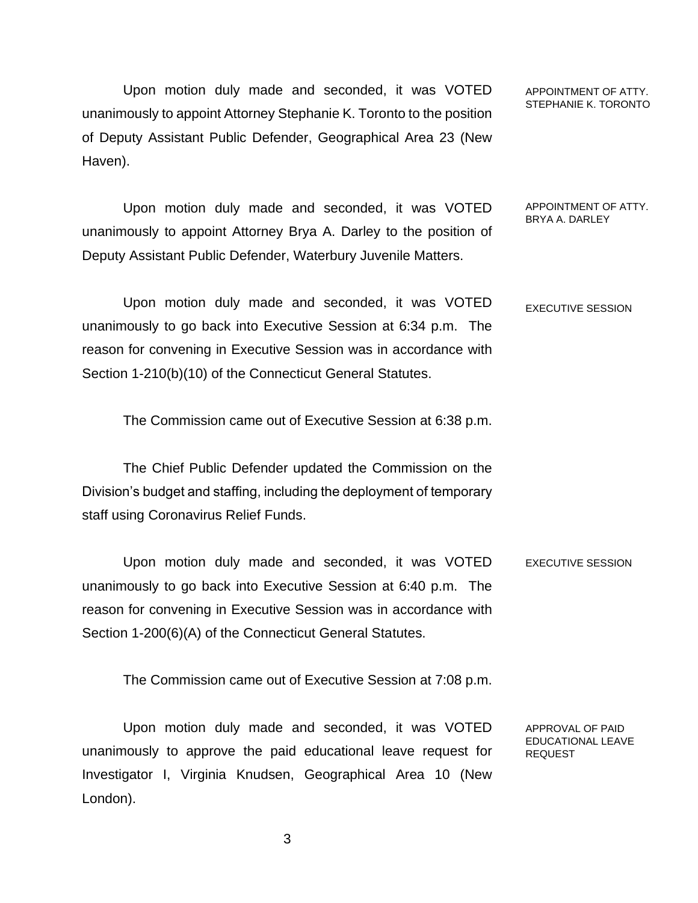Upon motion duly made and seconded, it was VOTED unanimously to appoint Attorney Stephanie K. Toronto to the position of Deputy Assistant Public Defender, Geographical Area 23 (New Haven).

APPOINTMENT OF ATTY. STEPHANIE K. TORONTO

Upon motion duly made and seconded, it was VOTED unanimously to appoint Attorney Brya A. Darley to the position of Deputy Assistant Public Defender, Waterbury Juvenile Matters.

APPOINTMENT OF ATTY. BRYA A. DARLEY

Upon motion duly made and seconded, it was VOTED unanimously to go back into Executive Session at 6:34 p.m. The reason for convening in Executive Session was in accordance with Section 1-210(b)(10) of the Connecticut General Statutes.

EXECUTIVE SESSION

The Commission came out of Executive Session at 6:38 p.m.

The Chief Public Defender updated the Commission on the Division's budget and staffing, including the deployment of temporary staff using Coronavirus Relief Funds.

Upon motion duly made and seconded, it was VOTED unanimously to go back into Executive Session at 6:40 p.m. The reason for convening in Executive Session was in accordance with Section 1-200(6)(A) of the Connecticut General Statutes.

EXECUTIVE SESSION

The Commission came out of Executive Session at 7:08 p.m.

Upon motion duly made and seconded, it was VOTED unanimously to approve the paid educational leave request for Investigator I, Virginia Knudsen, Geographical Area 10 (New London).

APPROVAL OF PAID EDUCATIONAL LEAVE REQUEST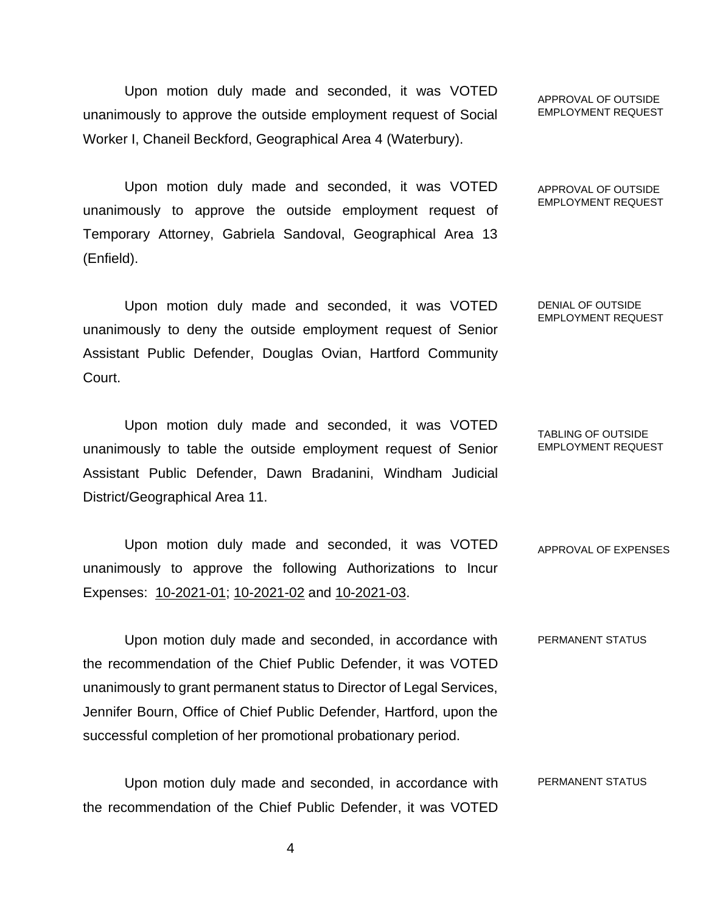Upon motion duly made and seconded, it was VOTED unanimously to approve the outside employment request of Social Worker I, Chaneil Beckford, Geographical Area 4 (Waterbury).

APPROVAL OF OUTSIDE EMPLOYMENT REQUEST

Upon motion duly made and seconded, it was VOTED unanimously to approve the outside employment request of Temporary Attorney, Gabriela Sandoval, Geographical Area 13 (Enfield).

APPROVAL OF OUTSIDE EMPLOYMENT REQUEST

Upon motion duly made and seconded, it was VOTED unanimously to deny the outside employment request of Senior Assistant Public Defender, Douglas Ovian, Hartford Community Court.

DENIAL OF OUTSIDE EMPLOYMENT REQUEST

Upon motion duly made and seconded, it was VOTED unanimously to table the outside employment request of Senior Assistant Public Defender, Dawn Bradanini, Windham Judicial District/Geographical Area 11.

TABLING OF OUTSIDE EMPLOYMENT REQUEST

Upon motion duly made and seconded, it was VOTED unanimously to approve the following Authorizations to Incur Expenses: 10-2021-01; 10-2021-02 and 10-2021-03.

APPROVAL OF EXPENSES

Upon motion duly made and seconded, in accordance with the recommendation of the Chief Public Defender, it was VOTED unanimously to grant permanent status to Director of Legal Services, Jennifer Bourn, Office of Chief Public Defender, Hartford, upon the successful completion of her promotional probationary period.

PERMANENT STATUS

Upon motion duly made and seconded, in accordance with the recommendation of the Chief Public Defender, it was VOTED

PERMANENT STATUS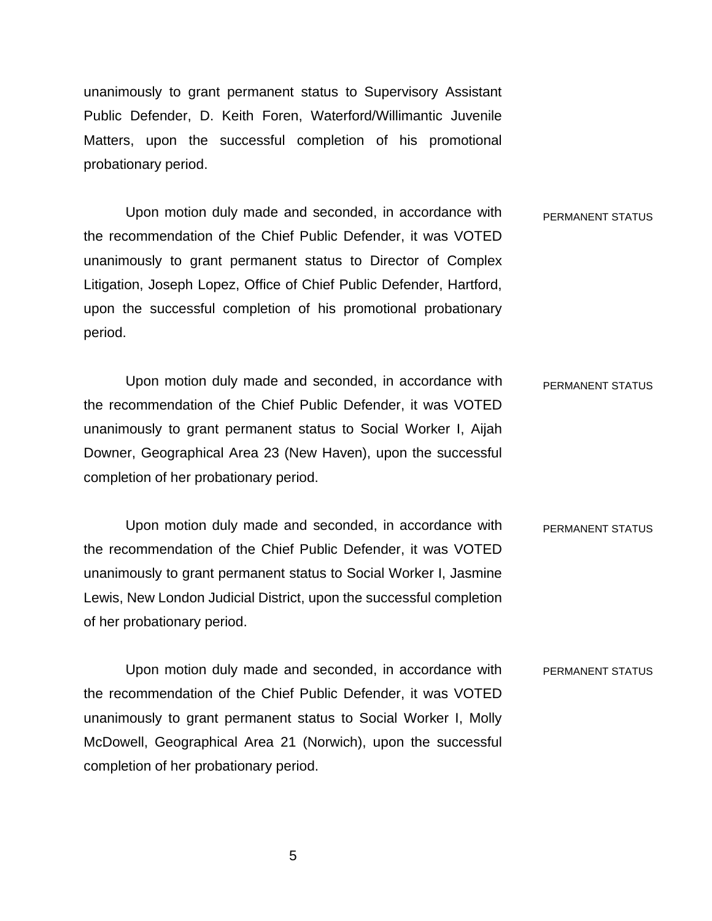unanimously to grant permanent status to Supervisory Assistant Public Defender, D. Keith Foren, Waterford/Willimantic Juvenile Matters, upon the successful completion of his promotional probationary period.

PERMANENT STATUS

Upon motion duly made and seconded, in accordance with the recommendation of the Chief Public Defender, it was VOTED unanimously to grant permanent status to Director of Complex Litigation, Joseph Lopez, Office of Chief Public Defender, Hartford, upon the successful completion of his promotional probationary period.

PERMANENT STATUS

Upon motion duly made and seconded, in accordance with the recommendation of the Chief Public Defender, it was VOTED unanimously to grant permanent status to Social Worker I, Aijah Downer, Geographical Area 23 (New Haven), upon the successful completion of her probationary period.

PERMANENT STATUS

Upon motion duly made and seconded, in accordance with the recommendation of the Chief Public Defender, it was VOTED unanimously to grant permanent status to Social Worker I, Jasmine Lewis, New London Judicial District, upon the successful completion of her probationary period.

PERMANENT STATUS

Upon motion duly made and seconded, in accordance with the recommendation of the Chief Public Defender, it was VOTED unanimously to grant permanent status to Social Worker I, Molly McDowell, Geographical Area 21 (Norwich), upon the successful completion of her probationary period.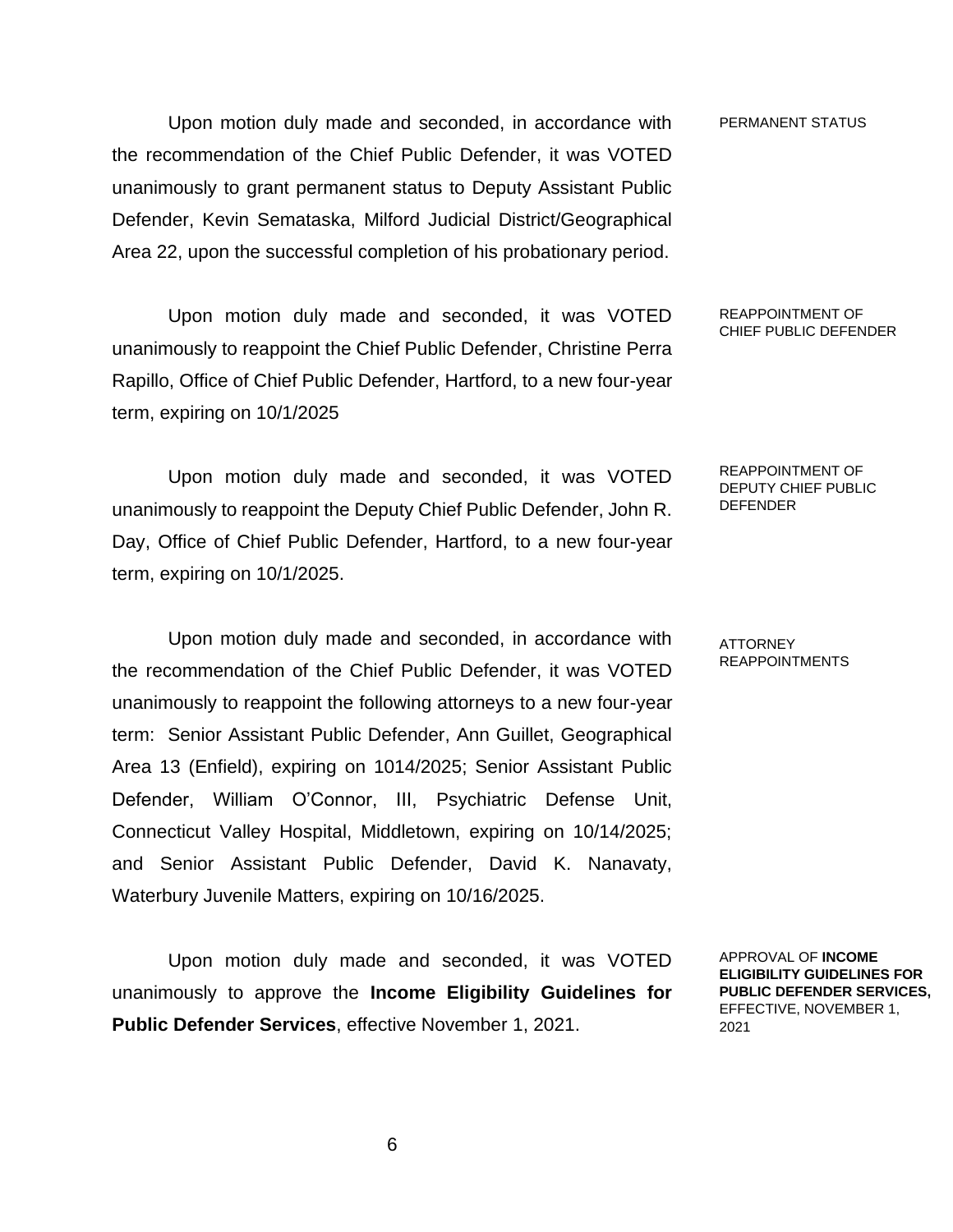Upon motion duly made and seconded, in accordance with the recommendation of the Chief Public Defender, it was VOTED unanimously to grant permanent status to Deputy Assistant Public Defender, Kevin Semataska, Milford Judicial District/Geographical Area 22, upon the successful completion of his probationary period.

PERMANENT STATUS

Upon motion duly made and seconded, it was VOTED unanimously to reappoint the Chief Public Defender, Christine Perra Rapillo, Office of Chief Public Defender, Hartford, to a new four-year term, expiring on 10/1/2025

REAPPOINTMENT OF CHIEF PUBLIC DEFENDER

Upon motion duly made and seconded, it was VOTED unanimously to reappoint the Deputy Chief Public Defender, John R. Day, Office of Chief Public Defender, Hartford, to a new four-year term, expiring on 10/1/2025.

REAPPOINTMENT OF DEPUTY CHIEF PUBLIC DEFENDER

Upon motion duly made and seconded, in accordance with the recommendation of the Chief Public Defender, it was VOTED unanimously to reappoint the following attorneys to a new four-year term: Senior Assistant Public Defender, Ann Guillet, Geographical Area 13 (Enfield), expiring on 1014/2025; Senior Assistant Public Defender, William O'Connor, III, Psychiatric Defense Unit, Connecticut Valley Hospital, Middletown, expiring on 10/14/2025; and Senior Assistant Public Defender, David K. Nanavaty, Waterbury Juvenile Matters, expiring on 10/16/2025.

ATTORNEY REAPPOINTMENTS

Upon motion duly made and seconded, it was VOTED unanimously to approve the **Income Eligibility Guidelines for Public Defender Services**, effective November 1, 2021.

APPROVAL OF **INCOME ELIGIBILITY GUIDELINES FOR PUBLIC DEFENDER SERVICES,** EFFECTIVE, NOVEMBER 1, 2021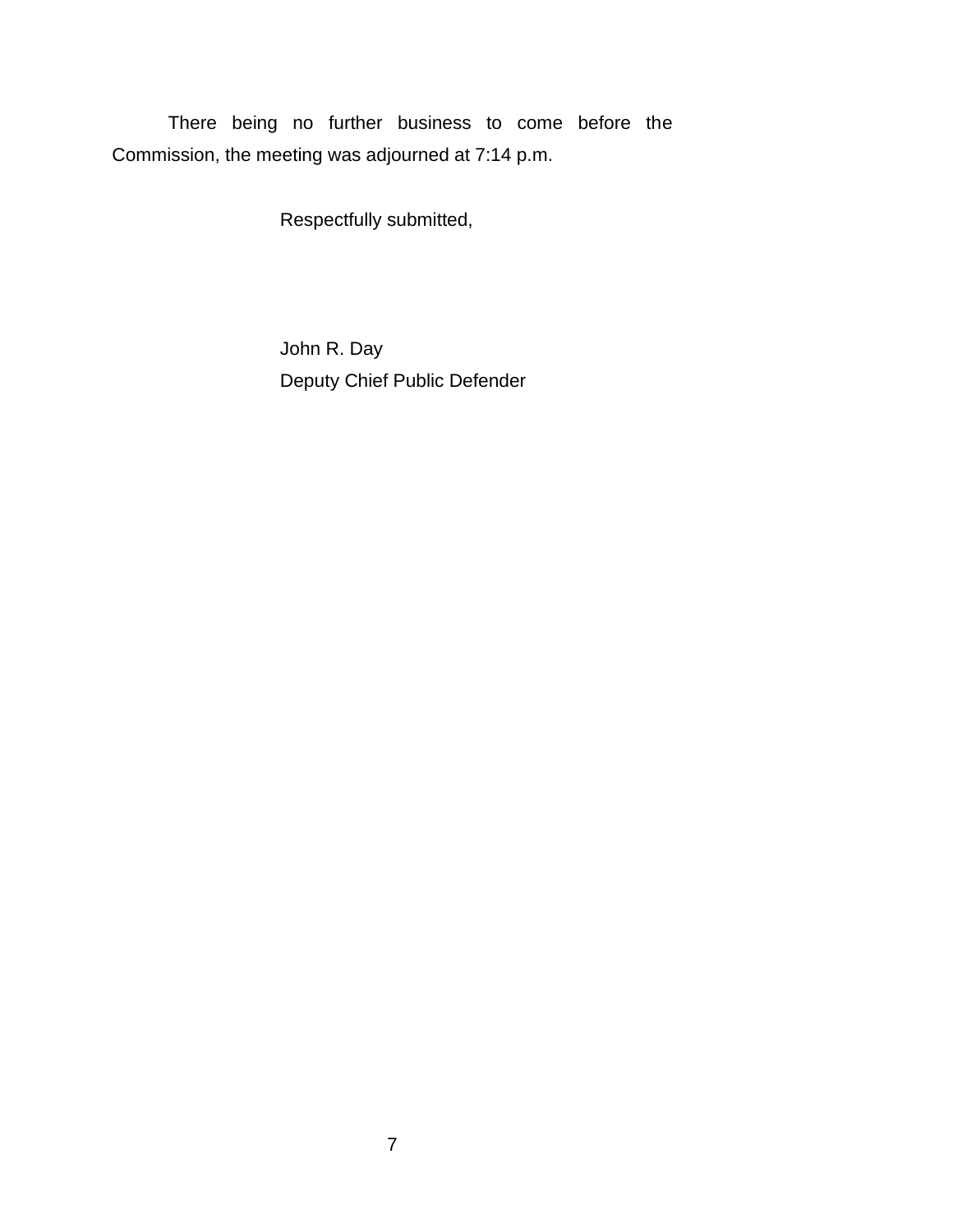There being no further business to come before the Commission, the meeting was adjourned at 7:14 p.m.

Respectfully submitted,

John R. Day
Deputy Chief Public Defender